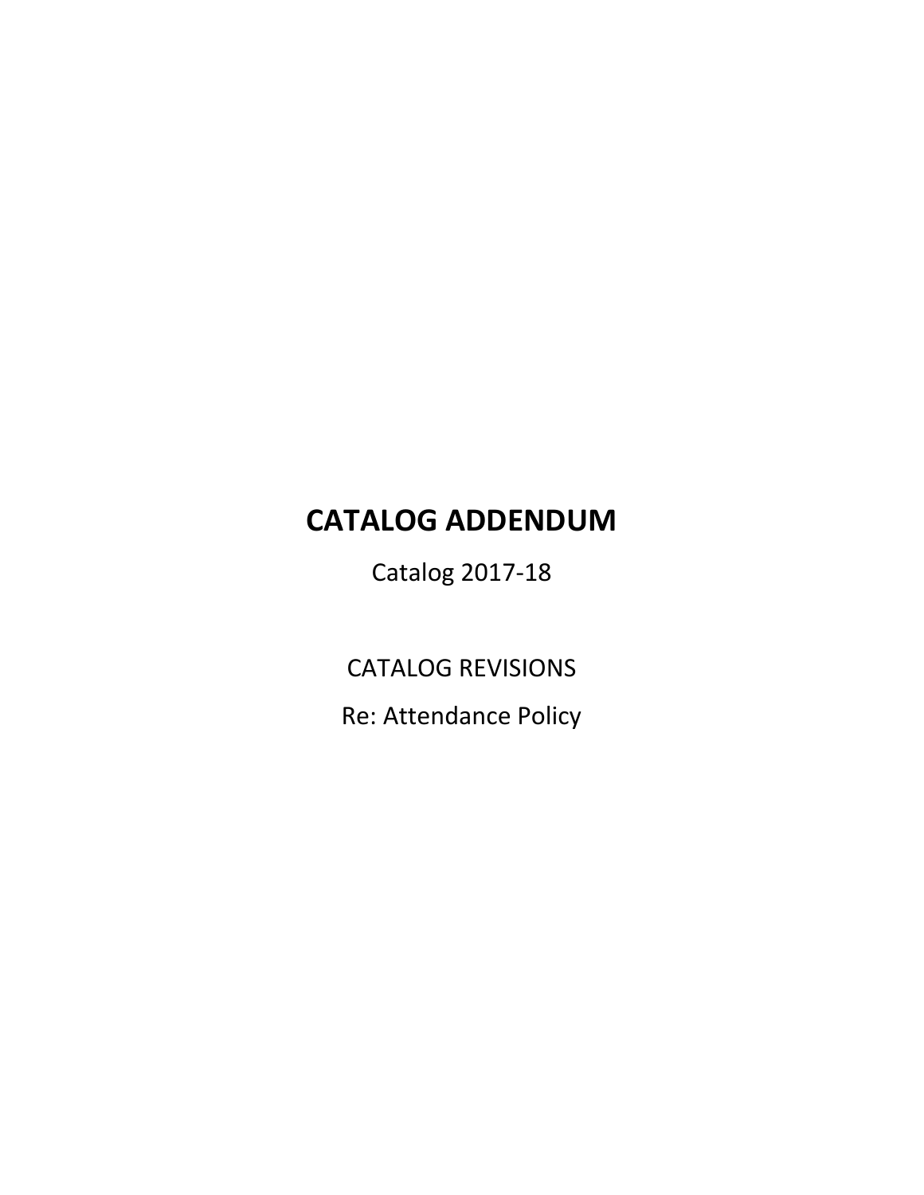# CATALOG ADDENDUM

Catalog 2017-18

CATALOG REVISIONS

Re: Attendance Policy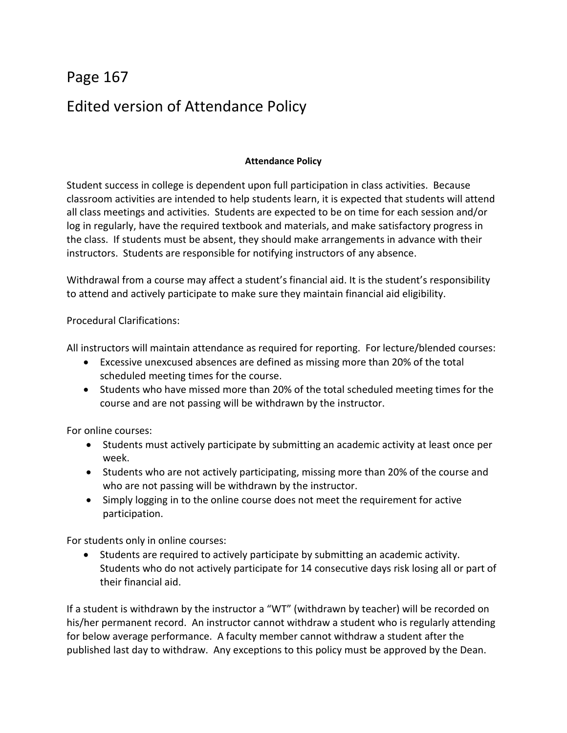# Page 167

# Edited version of Attendance Policy

**Attendance Policy**

Student success in college is dependent upon full participation in class activities. Because classroom activities are intended to help students learn, it is expected that students will attend all class meetings and activities. Students are expected to be on time for each session and/or log in regularly, have the required textbook and materials, and make satisfactory progress in the class. If students must be absent, they should make arrangements in advance with their instructors. Students are responsible for notifying instructors of any absence.

Withdrawal from a course may affect a student's financial aid. It is the student's responsibility to attend and actively participate to make sure they maintain financial aid eligibility.

Procedural Clarifications:

All instructors will maintain attendance as required for reporting. For lecture/blended courses:

- Excessive unexcused absences are defined as missing more than 20% of the total scheduled meeting times for the course.
- Students who have missed more than 20% of the total scheduled meeting times for the course and are not passing will be withdrawn by the instructor.

For online courses:

- Students must actively participate by submitting an academic activity at least once per week.
- Students who are not actively participating, missing more than 20% of the course and who are not passing will be withdrawn by the instructor.
- Simply logging in to the online course does not meet the requirement for active participation.

For students only in online courses:

- Students are required to actively participate by submitting an academic activity. Students who do not actively participate for 14 consecutive days risk losing all or part of their financial aid.

If a student is withdrawn by the instructor a "WT" (withdrawn by teacher) will be recorded on his/her permanent record. An instructor cannot withdraw a student who is regularly attending for below average performance. A faculty member cannot withdraw a student after the published last day to withdraw. Any exceptions to this policy must be approved by the Dean.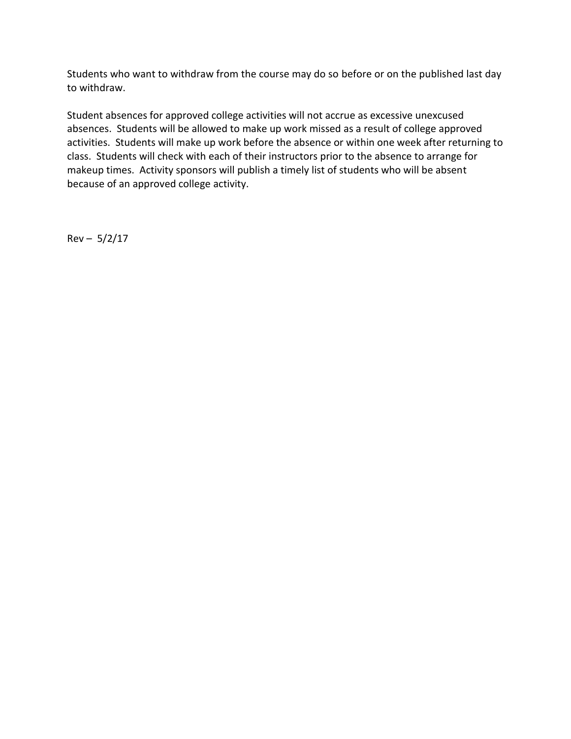Students who want to withdraw from the course may do so before or on the published last day to withdraw.

Student absences for approved college activities will not accrue as excessive unexcused absences. Students will be allowed to make up work missed as a result of college approved activities. Students will make up work before the absence or within one week after returning to class. Students will check with each of their instructors prior to the absence to arrange for makeup times. Activity sponsors will publish a timely list of students who will be absent because of an approved college activity.

Rev – 5/2/17